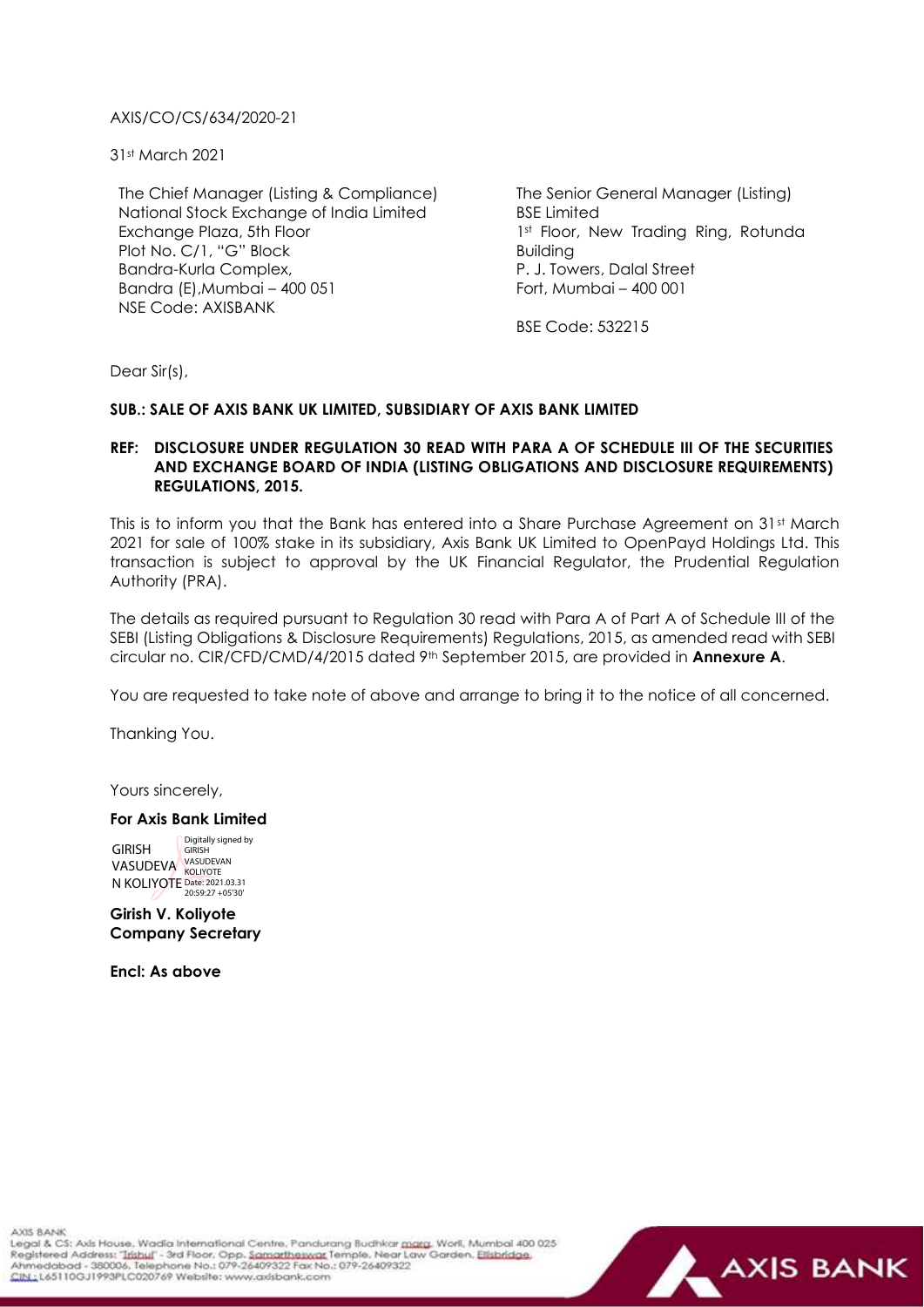AXIS/CO/CS/634/2020-21

31st March 2021

The Chief Manager (Listing & Compliance)
National Stock Exchange of India Limited
Exchange Plaza, 5th Floor
Plot No. C/1, "G" Block
Bandra-Kurla Complex,
Bandra (E),Mumbai – 400 051
NSE Code: AXISBANK

The Senior General Manager (Listing)
BSE Limited
1st Floor, New Trading Ring, Rotunda Building
P. J. Towers, Dalal Street
Fort, Mumbai – 400 001

BSE Code: 532215

Dear Sir(s),

**SUB.: SALE OF AXIS BANK UK LIMITED, SUBSIDIARY OF AXIS BANK LIMITED**

**REF: DISCLOSURE UNDER REGULATION 30 READ WITH PARA A OF SCHEDULE III OF THE SECURITIES AND EXCHANGE BOARD OF INDIA (LISTING OBLIGATIONS AND DISCLOSURE REQUIREMENTS) REGULATIONS, 2015.**

This is to inform you that the Bank has entered into a Share Purchase Agreement on 31st March 2021 for sale of 100% stake in its subsidiary, Axis Bank UK Limited to OpenPayd Holdings Ltd. This transaction is subject to approval by the UK Financial Regulator, the Prudential Regulation Authority (PRA).

The details as required pursuant to Regulation 30 read with Para A of Part A of Schedule III of the SEBI (Listing Obligations & Disclosure Requirements) Regulations, 2015, as amended read with SEBI circular no. CIR/CFD/CMD/4/2015 dated 9th September 2015, are provided in **Annexure A**.

You are requested to take note of above and arrange to bring it to the notice of all concerned.

Thanking You.

Yours sincerely,

**For Axis Bank Limited**

GIRISH VASUDEVAN KOLIYOTE
Digitally signed by GIRISH VASUDEVAN KOLIYOTE
Date: 2021.03.31 20:59:27 +05'30'

**Girish V. Koliyote**
**Company Secretary**

**Encl: As above**

AXIS BANK
Legal & CS: Axis House, Wadia International Centre, Pandurang Budhkar marg, Worli, Mumbai 400 025
Registered Address: "Trishul" - 3rd Floor, Opp. Samartheswar Temple, Near Law Garden, Ellisbridge, Ahmedabad - 380006. Telephone No.: 079-26409322 Fax No.: 079-26409322
CIN: L65110GJ1993PLC020769 Website: www.axisbank.com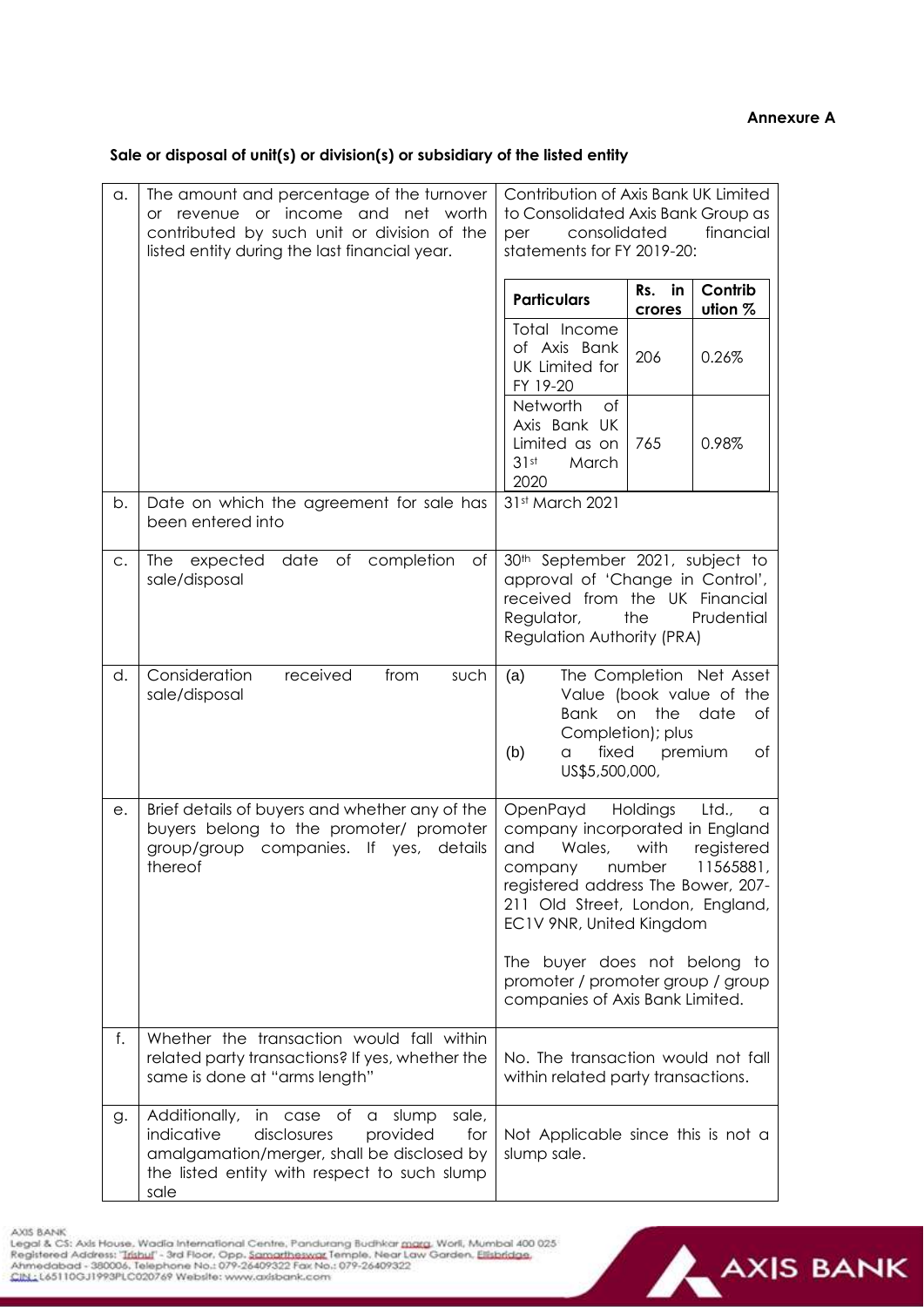**Annexure A**

**Sale or disposal of unit(s) or division(s) or subsidiary of the listed entity**

| | | |
|---|---|---|
| a. | The amount and percentage of the turnover or revenue or income and net worth contributed by such unit or division of the listed entity during the last financial year. | Contribution of Axis Bank UK Limited to Consolidated Axis Bank Group as per consolidated financial statements for FY 2019-20:<br><br>**Particulars** \| **Rs. in crores** \| **Contribution %**<br>Total Income of Axis Bank UK Limited for FY 19-20 \| 206 \| 0.26%<br>Networth of Axis Bank UK Limited as on 31st March 2020 \| 765 \| 0.98% |
| b. | Date on which the agreement for sale has been entered into | 31st March 2021 |
| c. | The expected date of completion of sale/disposal | 30th September 2021, subject to approval of 'Change in Control', received from the UK Financial Regulator, the Prudential Regulation Authority (PRA) |
| d. | Consideration received from such sale/disposal | (a) The Completion Net Asset Value (book value of the Bank on the date of Completion); plus<br>(b) a fixed premium of US$5,500,000, |
| e. | Brief details of buyers and whether any of the buyers belong to the promoter/ promoter group/group companies. If yes, details thereof | OpenPayd Holdings Ltd., a company incorporated in England and Wales, with registered company number 11565881, registered address The Bower, 207-211 Old Street, London, England, EC1V 9NR, United Kingdom<br><br>The buyer does not belong to promoter / promoter group / group companies of Axis Bank Limited. |
| f. | Whether the transaction would fall within related party transactions? If yes, whether the same is done at "arms length" | No. The transaction would not fall within related party transactions. |
| g. | Additionally, in case of a slump sale, indicative disclosures provided for amalgamation/merger, shall be disclosed by the listed entity with respect to such slump sale | Not Applicable since this is not a slump sale. |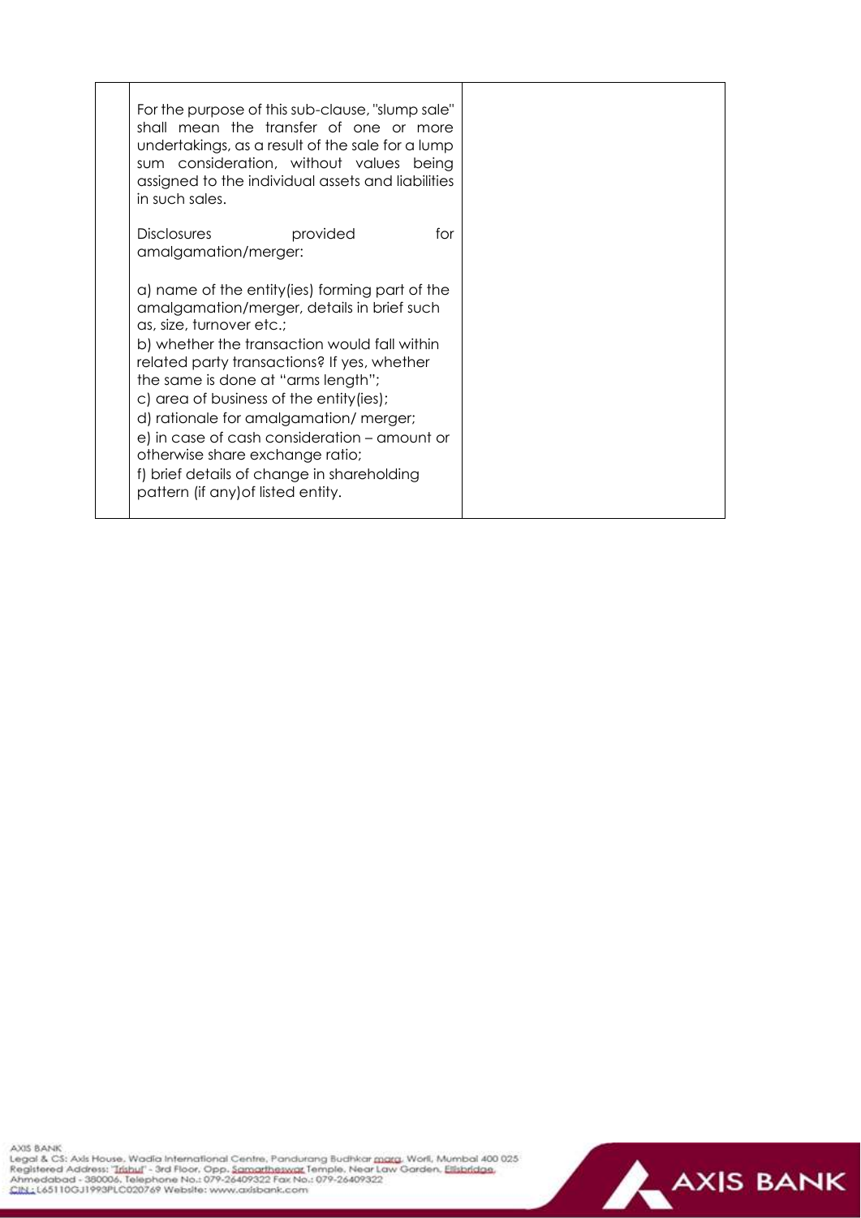| | | |
|---|---|---|
| | For the purpose of this sub-clause, "slump sale" shall mean the transfer of one or more undertakings, as a result of the sale for a lump sum consideration, without values being assigned to the individual assets and liabilities in such sales.<br><br>Disclosures provided for amalgamation/merger:<br><br>a) name of the entity(ies) forming part of the amalgamation/merger, details in brief such as, size, turnover etc.;<br>b) whether the transaction would fall within related party transactions? If yes, whether the same is done at "arms length";<br>c) area of business of the entity(ies);<br>d) rationale for amalgamation/ merger;<br>e) in case of cash consideration – amount or otherwise share exchange ratio;<br>f) brief details of change in shareholding pattern (if any)of listed entity. | |